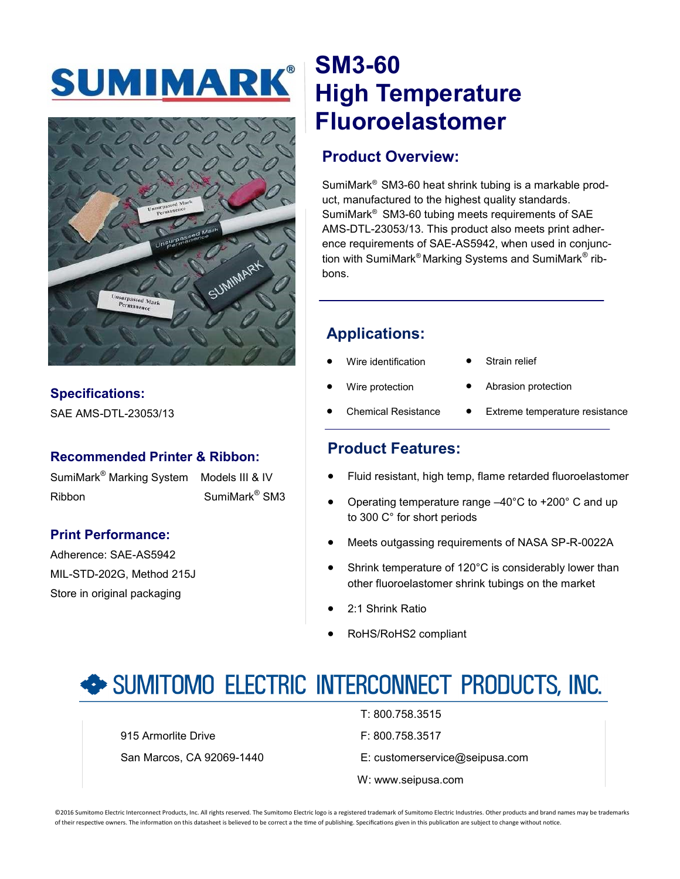# SUMIMARK®

# SM3-60 High Temperature Fluoroelastomer

## Product Overview:

SumiMark® SM3-60 heat shrink tubing is a markable product, manufactured to the highest quality standards. SumiMark® SM3-60 tubing meets requirements of SAE AMS-DTL-23053/13. This product also meets print adherence requirements of SAE-AS5942, when used in conjunction with SumiMark® Marking Systems and SumiMark® ribbons.

## Specifications:

SAE AMS-DTL-23053/13

## Recommended Printer & Ribbon:

| | |
|---|---|
| SumiMark® Marking System | Models III & IV |
| Ribbon | SumiMark® SM3 |

## Print Performance:

Adherence: SAE-AS5942

MIL-STD-202G, Method 215J

Store in original packaging

## Applications:

- Wire identification
- Wire protection
- Chemical Resistance
- Strain relief
- Abrasion protection
- Extreme temperature resistance

## Product Features:

- Fluid resistant, high temp, flame retarded fluoroelastomer
- Operating temperature range –40°C to +200° C and up to 300 C° for short periods
- Meets outgassing requirements of NASA SP-R-0022A
- Shrink temperature of 120°C is considerably lower than other fluoroelastomer shrink tubings on the market
- 2:1 Shrink Ratio
- RoHS/RoHS2 compliant

## SUMITOMO ELECTRIC INTERCONNECT PRODUCTS, INC.

915 Armorlite Drive
San Marcos, CA 92069-1440

T: 800.758.3515
F: 800.758.3517
E: customerservice@seipusa.com
W: www.seipusa.com

©2016 Sumitomo Electric Interconnect Products, Inc. All rights reserved. The Sumitomo Electric logo is a registered trademark of Sumitomo Electric Industries. Other products and brand names may be trademarks of their respective owners. The information on this datasheet is believed to be correct a the time of publishing. Specifications given in this publication are subject to change without notice.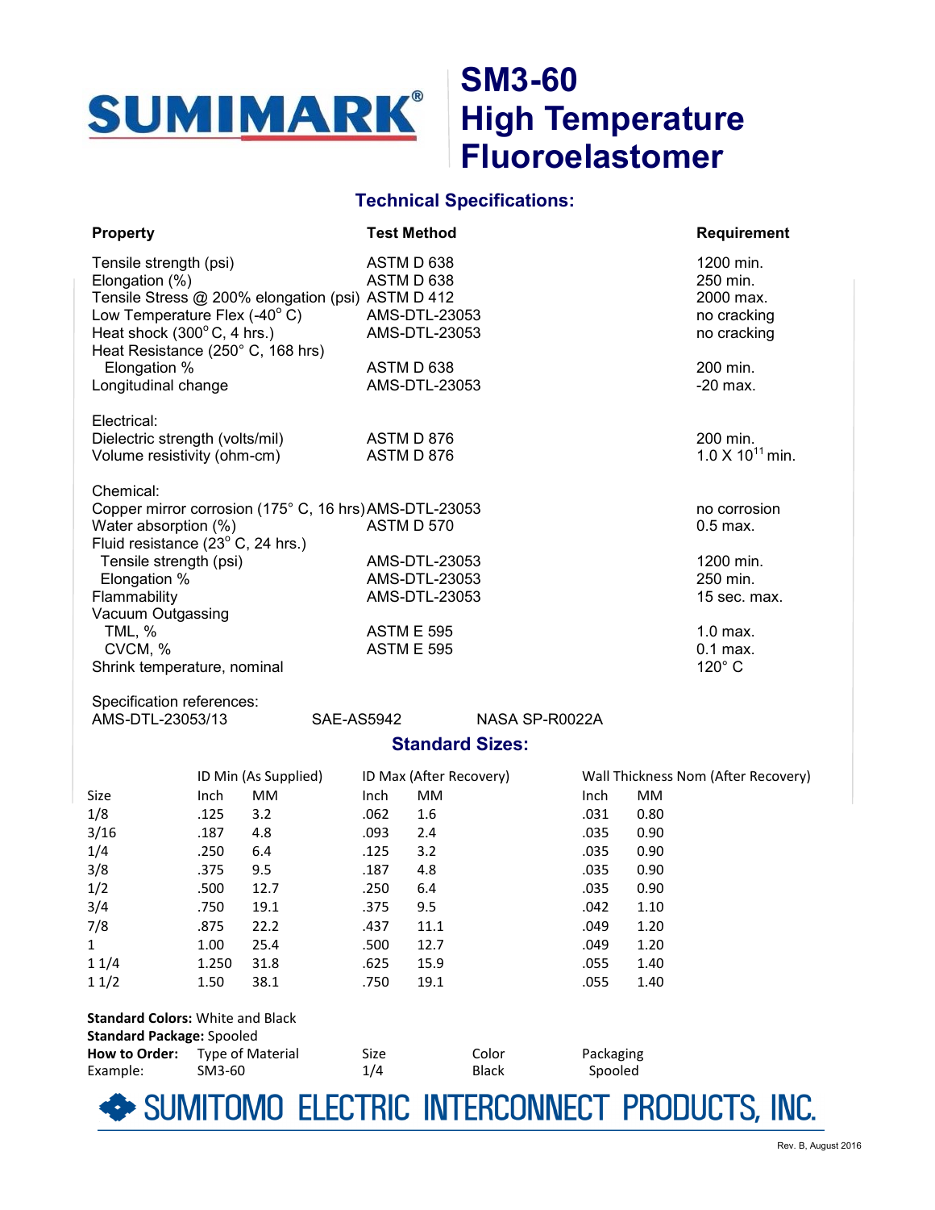# SUMIMARK®

# SM3-60 High Temperature Fluoroelastomer

## Technical Specifications:

| Property | Test Method | Requirement |
| --- | --- | --- |
| Tensile strength (psi) | ASTM D 638 | 1200 min. |
| Elongation (%) | ASTM D 638 | 250 min. |
| Tensile Stress @ 200% elongation (psi) | ASTM D 412 | 2000 max. |
| Low Temperature Flex (-40° C) | AMS-DTL-23053 | no cracking |
| Heat shock (300° C, 4 hrs.) | AMS-DTL-23053 | no cracking |
| Heat Resistance (250° C, 168 hrs) | | |
| Elongation % | ASTM D 638 | 200 min. |
| Longitudinal change | AMS-DTL-23053 | -20 max. |
| **Electrical:** | | |
| Dielectric strength (volts/mil) | ASTM D 876 | 200 min. |
| Volume resistivity (ohm-cm) | ASTM D 876 | $1.0 \times 10^{11}$ min. |
| **Chemical:** | | |
| Copper mirror corrosion (175° C, 16 hrs) | AMS-DTL-23053 | no corrosion |
| Water absorption (%) | ASTM D 570 | 0.5 max. |
| Fluid resistance (23° C, 24 hrs.) | | |
| Tensile strength (psi) | AMS-DTL-23053 | 1200 min. |
| Elongation % | AMS-DTL-23053 | 250 min. |
| Flammability | AMS-DTL-23053 | 15 sec. max. |
| Vacuum Outgassing | | |
| TML, % | ASTM E 595 | 1.0 max. |
| CVCM, % | ASTM E 595 | 0.1 max. |
| Shrink temperature, nominal | | 120° C |

Specification references:
AMS-DTL-23053/13 SAE-AS5942 NASA SP-R0022A

## Standard Sizes:

| | ID Min (As Supplied) | | ID Max (After Recovery) | | Wall Thickness Nom (After Recovery) | |
| --- | --- | --- | --- | --- | --- | --- |
| Size | Inch | MM | Inch | MM | Inch | MM |
| 1/8 | .125 | 3.2 | .062 | 1.6 | .031 | 0.80 |
| 3/16 | .187 | 4.8 | .093 | 2.4 | .035 | 0.90 |
| 1/4 | .250 | 6.4 | .125 | 3.2 | .035 | 0.90 |
| 3/8 | .375 | 9.5 | .187 | 4.8 | .035 | 0.90 |
| 1/2 | .500 | 12.7 | .250 | 6.4 | .035 | 0.90 |
| 3/4 | .750 | 19.1 | .375 | 9.5 | .042 | 1.10 |
| 7/8 | .875 | 22.2 | .437 | 11.1 | .049 | 1.20 |
| 1 | 1.00 | 25.4 | .500 | 12.7 | .049 | 1.20 |
| 1 1/4 | 1.250 | 31.8 | .625 | 15.9 | .055 | 1.40 |
| 1 1/2 | 1.50 | 38.1 | .750 | 19.1 | .055 | 1.40 |

**Standard Colors:** White and Black
**Standard Package:** Spooled

| **How to Order:** | Type of Material | Size | Color | Packaging |
| --- | --- | --- | --- | --- |
| Example: | SM3-60 | 1/4 | Black | Spooled |

SUMITOMO ELECTRIC INTERCONNECT PRODUCTS, INC.

Rev. B, August 2016